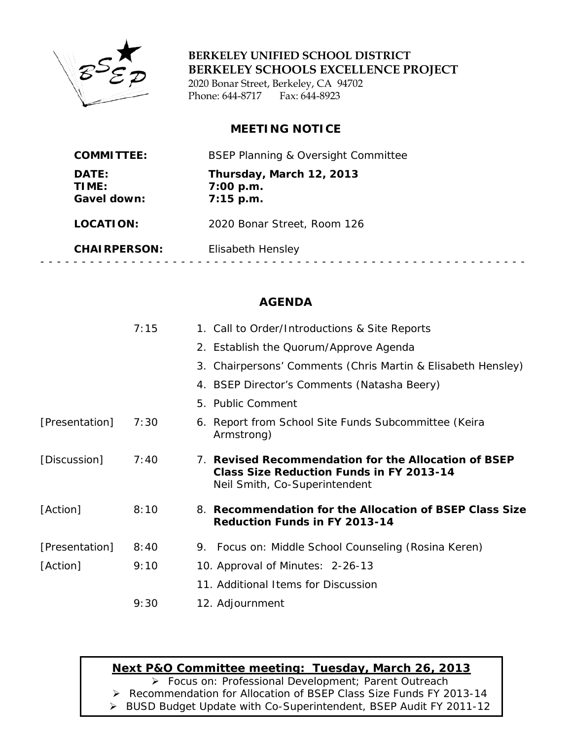**BERKELEY UNIFIED SCHOOL DISTRICT**
**BERKELEY SCHOOLS EXCELLENCE PROJECT**
2020 Bonar Street, Berkeley, CA 94702
Phone: 644-8717 Fax: 644-8923

## MEETING NOTICE

| | |
|---|---|
| **COMMITTEE:** | BSEP Planning & Oversight Committee |
| **DATE:** | **Thursday, March 12, 2013** |
| **TIME:** | **7:00 p.m.** |
| **Gavel down:** | **7:15 p.m.** |
| **LOCATION:** | 2020 Bonar Street, Room 126 |
| **CHAIRPERSON:** | Elisabeth Hensley |

- - - - - - - - - - - - - - - - - - - - - - - - - - - - - - - - - - - - - - - - - - - - - - - - - - - - - - - -

## AGENDA

| | | |
|---|---|---|
| | 7:15 | 1. Call to Order/Introductions & Site Reports |
| | | 2. Establish the Quorum/Approve Agenda |
| | | 3. Chairpersons' Comments (Chris Martin & Elisabeth Hensley) |
| | | 4. BSEP Director's Comments (Natasha Beery) |
| | | 5. Public Comment |
| [Presentation] | 7:30 | 6. Report from School Site Funds Subcommittee (Keira Armstrong) |
| [Discussion] | 7:40 | 7. **Revised Recommendation for the Allocation of BSEP Class Size Reduction Funds in FY 2013-14** Neil Smith, Co-Superintendent |
| [Action] | 8:10 | 8. **Recommendation for the Allocation of BSEP Class Size Reduction Funds in FY 2013-14** |
| [Presentation] | 8:40 | 9. Focus on: Middle School Counseling (Rosina Keren) |
| [Action] | 9:10 | 10. Approval of Minutes: 2-26-13 |
| | | 11. Additional Items for Discussion |
| | 9:30 | 12. Adjournment |

**Next P&O Committee meeting: Tuesday, March 26, 2013**

- Focus on: Professional Development; Parent Outreach
- Recommendation for Allocation of BSEP Class Size Funds FY 2013-14
- BUSD Budget Update with Co-Superintendent, BSEP Audit FY 2011-12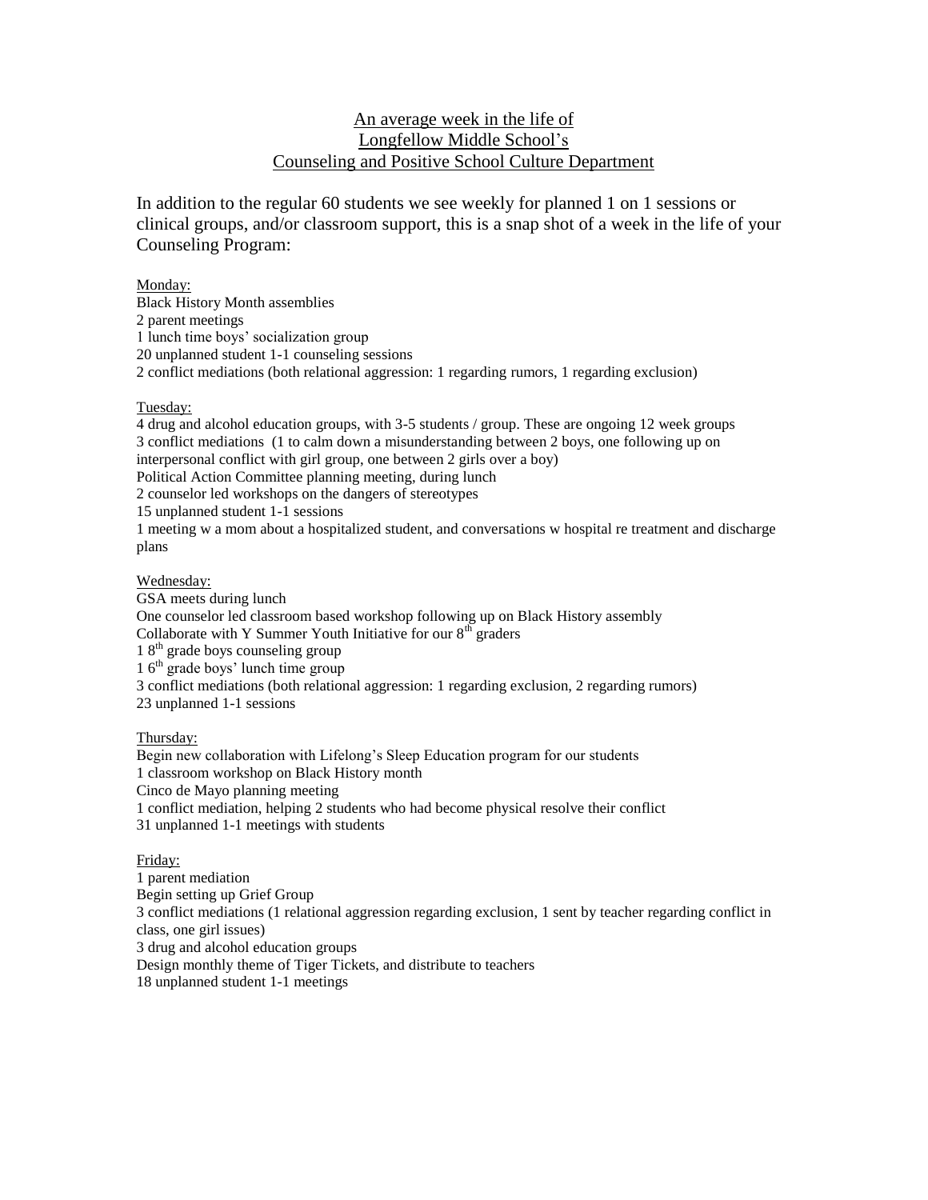# An average week in the life of Longfellow Middle School's Counseling and Positive School Culture Department

In addition to the regular 60 students we see weekly for planned 1 on 1 sessions or clinical groups, and/or classroom support, this is a snap shot of a week in the life of your Counseling Program:

Monday:

Black History Month assemblies
2 parent meetings
1 lunch time boys' socialization group
20 unplanned student 1-1 counseling sessions
2 conflict mediations (both relational aggression: 1 regarding rumors, 1 regarding exclusion)

Tuesday:

4 drug and alcohol education groups, with 3-5 students / group. These are ongoing 12 week groups
3 conflict mediations (1 to calm down a misunderstanding between 2 boys, one following up on interpersonal conflict with girl group, one between 2 girls over a boy)
Political Action Committee planning meeting, during lunch
2 counselor led workshops on the dangers of stereotypes
15 unplanned student 1-1 sessions
1 meeting w a mom about a hospitalized student, and conversations w hospital re treatment and discharge plans

Wednesday:

GSA meets during lunch
One counselor led classroom based workshop following up on Black History assembly
Collaborate with Y Summer Youth Initiative for our 8th graders
1 8th grade boys counseling group
1 6th grade boys' lunch time group
3 conflict mediations (both relational aggression: 1 regarding exclusion, 2 regarding rumors)
23 unplanned 1-1 sessions

Thursday:

Begin new collaboration with Lifelong's Sleep Education program for our students
1 classroom workshop on Black History month
Cinco de Mayo planning meeting
1 conflict mediation, helping 2 students who had become physical resolve their conflict
31 unplanned 1-1 meetings with students

Friday:

1 parent mediation
Begin setting up Grief Group
3 conflict mediations (1 relational aggression regarding exclusion, 1 sent by teacher regarding conflict in class, one girl issues)
3 drug and alcohol education groups
Design monthly theme of Tiger Tickets, and distribute to teachers
18 unplanned student 1-1 meetings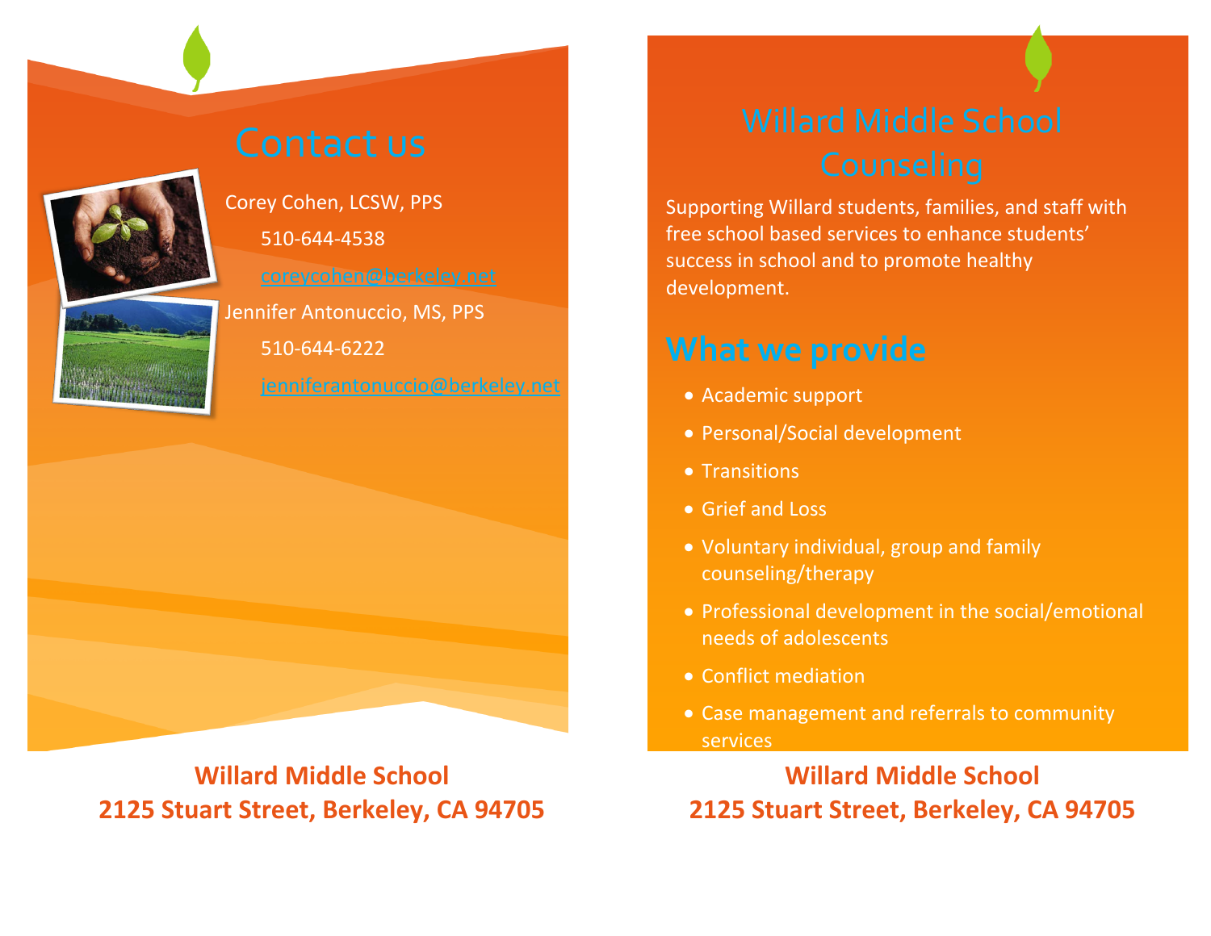# Contact us

Corey Cohen, LCSW, PPS

510-644-4538

coreycohen@berkeley.net

Jennifer Antonuccio, MS, PPS

510-644-6222

jenniferantonuccio@berkeley.net

**Willard Middle School**
**2125 Stuart Street, Berkeley, CA 94705**

# Willard Middle School Counseling

Supporting Willard students, families, and staff with free school based services to enhance students' success in school and to promote healthy development.

## What we provide

- Academic support
- Personal/Social development
- Transitions
- Grief and Loss
- Voluntary individual, group and family counseling/therapy
- Professional development in the social/emotional needs of adolescents
- Conflict mediation
- Case management and referrals to community services

**Willard Middle School**
**2125 Stuart Street, Berkeley, CA 94705**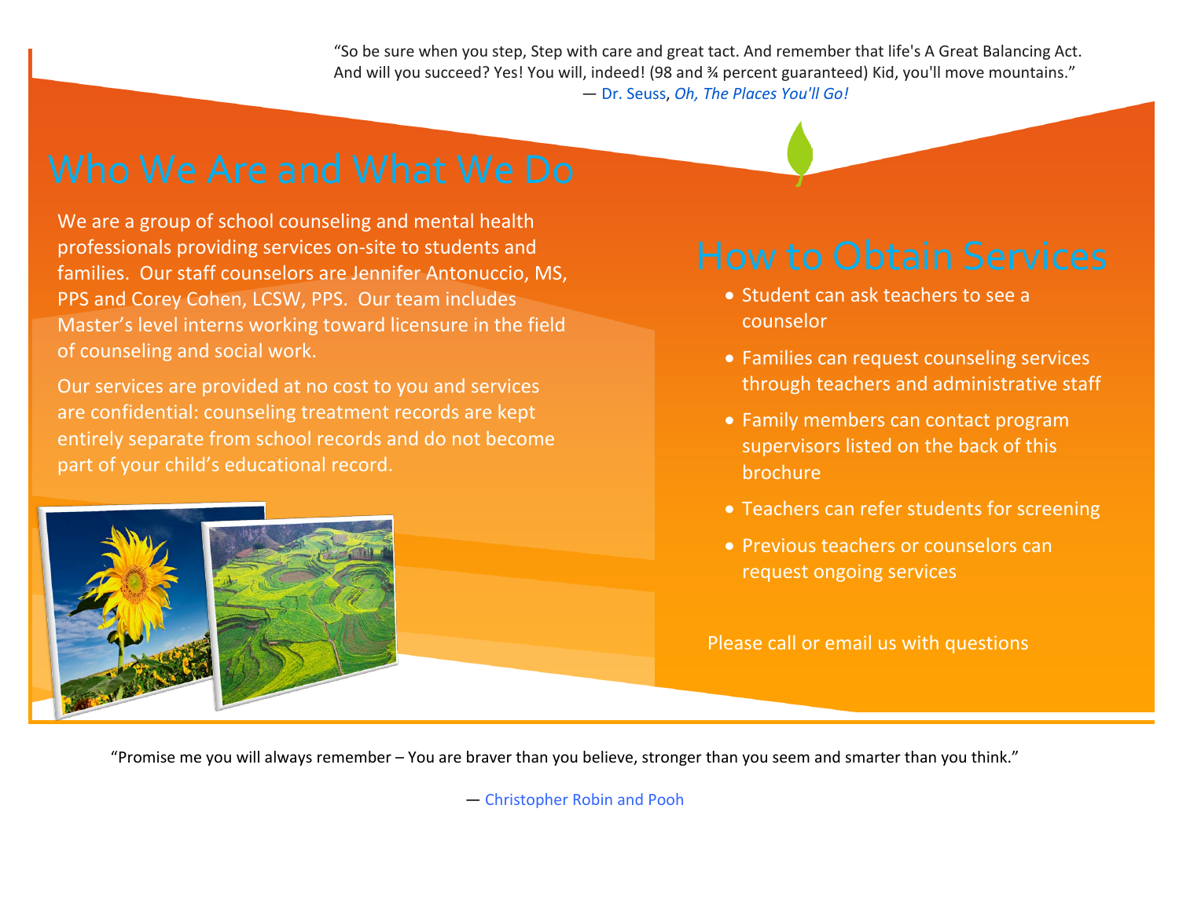"So be sure when you step, Step with care and great tact. And remember that life's A Great Balancing Act. And will you succeed? Yes! You will, indeed! (98 and ¾ percent guaranteed) Kid, you'll move mountains."
— Dr. Seuss, *Oh, The Places You'll Go!*

## Who We Are and What We Do

We are a group of school counseling and mental health professionals providing services on-site to students and families. Our staff counselors are Jennifer Antonuccio, MS, PPS and Corey Cohen, LCSW, PPS. Our team includes Master's level interns working toward licensure in the field of counseling and social work.

Our services are provided at no cost to you and services are confidential: counseling treatment records are kept entirely separate from school records and do not become part of your child's educational record.

## How to Obtain Services

- Student can ask teachers to see a counselor
- Families can request counseling services through teachers and administrative staff
- Family members can contact program supervisors listed on the back of this brochure
- Teachers can refer students for screening
- Previous teachers or counselors can request ongoing services

Please call or email us with questions

"Promise me you will always remember – You are braver than you believe, stronger than you seem and smarter than you think."

— Christopher Robin and Pooh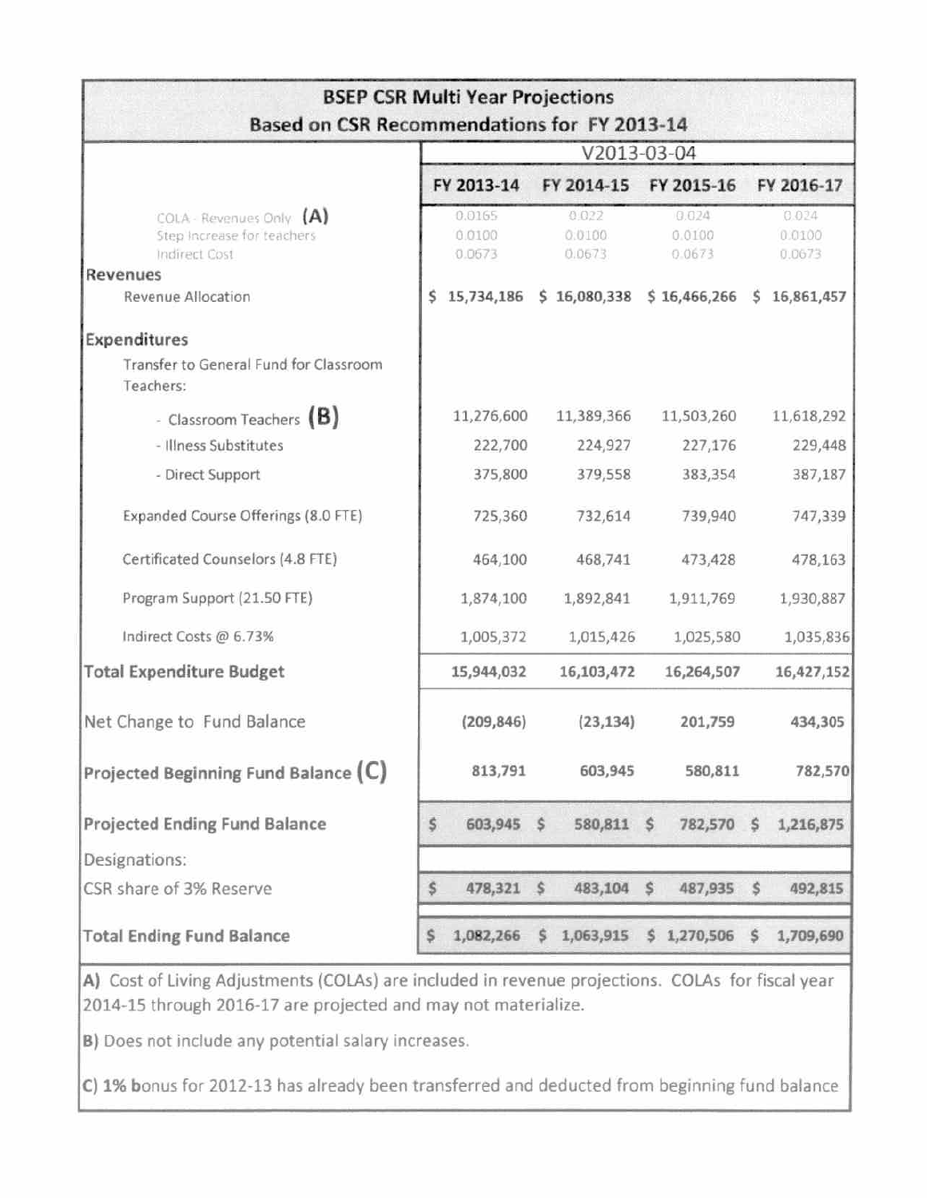## BSEP CSR Multi Year Projections
### Based on CSR Recommendations for FY 2013-14

| | V2013-03-04 | | | |
|---|---|---|---|---|
| | **FY 2013-14** | **FY 2014-15** | **FY 2015-16** | **FY 2016-17** |
| COLA - Revenues Only **(A)** | 0.0165 | 0.022 | 0.024 | 0.024 |
| Step Increase for teachers | 0.0100 | 0.0100 | 0.0100 | 0.0100 |
| Indirect Cost | 0.0673 | 0.0673 | 0.0673 | 0.0673 |
| **Revenues** | | | | |
| Revenue Allocation | **$ 15,734,186** | **$ 16,080,338** | **$ 16,466,266** | **$ 16,861,457** |
| **Expenditures** | | | | |
| Transfer to General Fund for Classroom Teachers: | | | | |
| - Classroom Teachers **(B)** | 11,276,600 | 11,389,366 | 11,503,260 | 11,618,292 |
| - Illness Substitutes | 222,700 | 224,927 | 227,176 | 229,448 |
| - Direct Support | 375,800 | 379,558 | 383,354 | 387,187 |
| Expanded Course Offerings (8.0 FTE) | 725,360 | 732,614 | 739,940 | 747,339 |
| Certificated Counselors (4.8 FTE) | 464,100 | 468,741 | 473,428 | 478,163 |
| Program Support (21.50 FTE) | 1,874,100 | 1,892,841 | 1,911,769 | 1,930,887 |
| Indirect Costs @ 6.73% | 1,005,372 | 1,015,426 | 1,025,580 | 1,035,836 |
| **Total Expenditure Budget** | **15,944,032** | **16,103,472** | **16,264,507** | **16,427,152** |
| Net Change to Fund Balance | **(209,846)** | **(23,134)** | **201,759** | **434,305** |
| **Projected Beginning Fund Balance (C)** | **813,791** | **603,945** | **580,811** | **782,570** |
| **Projected Ending Fund Balance** | **$ 603,945** | **$ 580,811** | **$ 782,570** | **$ 1,216,875** |
| Designations: | | | | |
| CSR share of 3% Reserve | **$ 478,321** | **$ 483,104** | **$ 487,935** | **$ 492,815** |
| **Total Ending Fund Balance** | **$ 1,082,266** | **$ 1,063,915** | **$ 1,270,506** | **$ 1,709,690** |

**A)** Cost of Living Adjustments (COLAs) are included in revenue projections. COLAs for fiscal year 2014-15 through 2016-17 are projected and may not materialize.

**B)** Does not include any potential salary increases.

**C) 1% bonus** for 2012-13 has already been transferred and deducted from beginning fund balance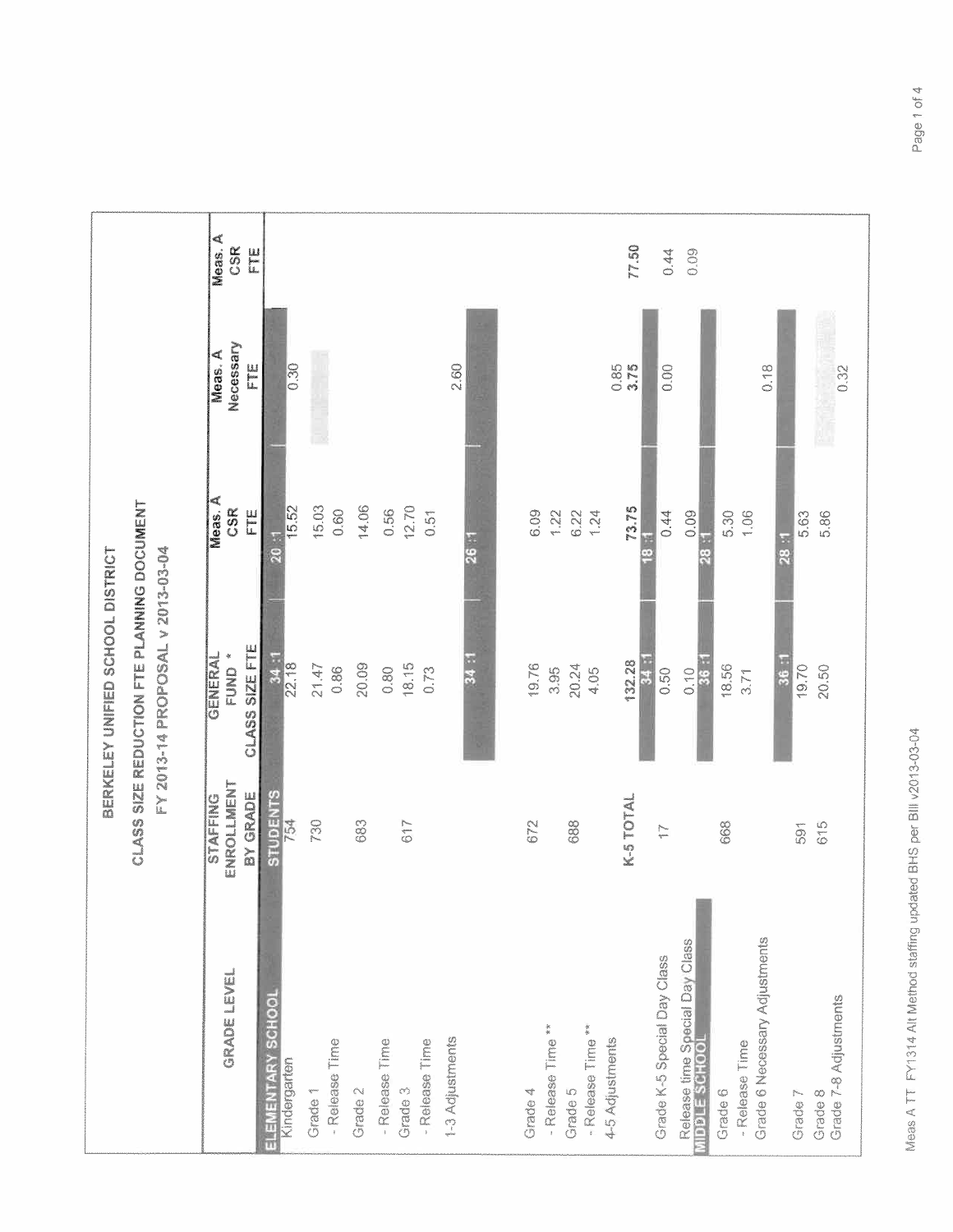# BERKELEY UNIFIED SCHOOL DISTRICT

## CLASS SIZE REDUCTION FTE PLANNING DOCUMENT

### FY 2013-14 PROPOSAL v 2013-03-04

| GRADE LEVEL | STAFFING ENROLLMENT BY GRADE | GENERAL FUND * CLASS SIZE FTE | Meas. A CSR FTE | Meas. A Necessary FTE | Meas. A CSR FTE |
|---|---|---|---|---|---|
| **ELEMENTARY SCHOOL** | **STUDENTS** | **34 :1** | **20 :1** | | |
| Kindergarten | 754 | 22.18 | 15.52 | 0.30 | |
| Grade 1 | 730 | 21.47 | 15.03 | | |
| - Release Time | | 0.86 | 0.60 | | |
| Grade 2 | 683 | 20.09 | 14.06 | | |
| - Release Time | | 0.80 | 0.56 | | |
| Grade 3 | 617 | 18.15 | 12.70 | | |
| - Release Time | | 0.73 | 0.51 | | |
| 1-3 Adjustments | | | | 2.60 | |
| | | **34 :1** | **26 :1** | | |
| Grade 4 | 672 | 19.76 | 6.09 | | |
| - Release Time ** | | 3.95 | 1.22 | | |
| Grade 5 | 688 | 20.24 | 6.22 | | |
| - Release Time ** | | 4.05 | 1.24 | | |
| 4-5 Adjustments | | | | 0.85 | |
| | K-5 TOTAL | 132.28 | 73.75 | 3.75 | 77.50 |
| | | **34 :1** | **18 :1** | | |
| Grade K-5 Special Day Class | 17 | 0.50 | 0.44 | 0.00 | 0.44 |
| Release time Special Day Class | | 0.10 | 0.09 | | 0.09 |
| **MIDDLE SCHOOL** | | **36 :1** | **28 :1** | | |
| Grade 6 | 668 | 18.56 | 5.30 | | |
| - Release Time | | 3.71 | 1.06 | | |
| Grade 6 Necessary Adjustments | | | | 0.18 | |
| | | **36 :1** | **28 :1** | | |
| Grade 7 | 591 | 19.70 | 5.63 | | |
| Grade 8 | 615 | 20.50 | 5.86 | | |
| Grade 7-8 Adjustments | | | | 0.32 | |

Meas A TT FY1314 Alt Method staffing updated BHS per Bill v2013-03-04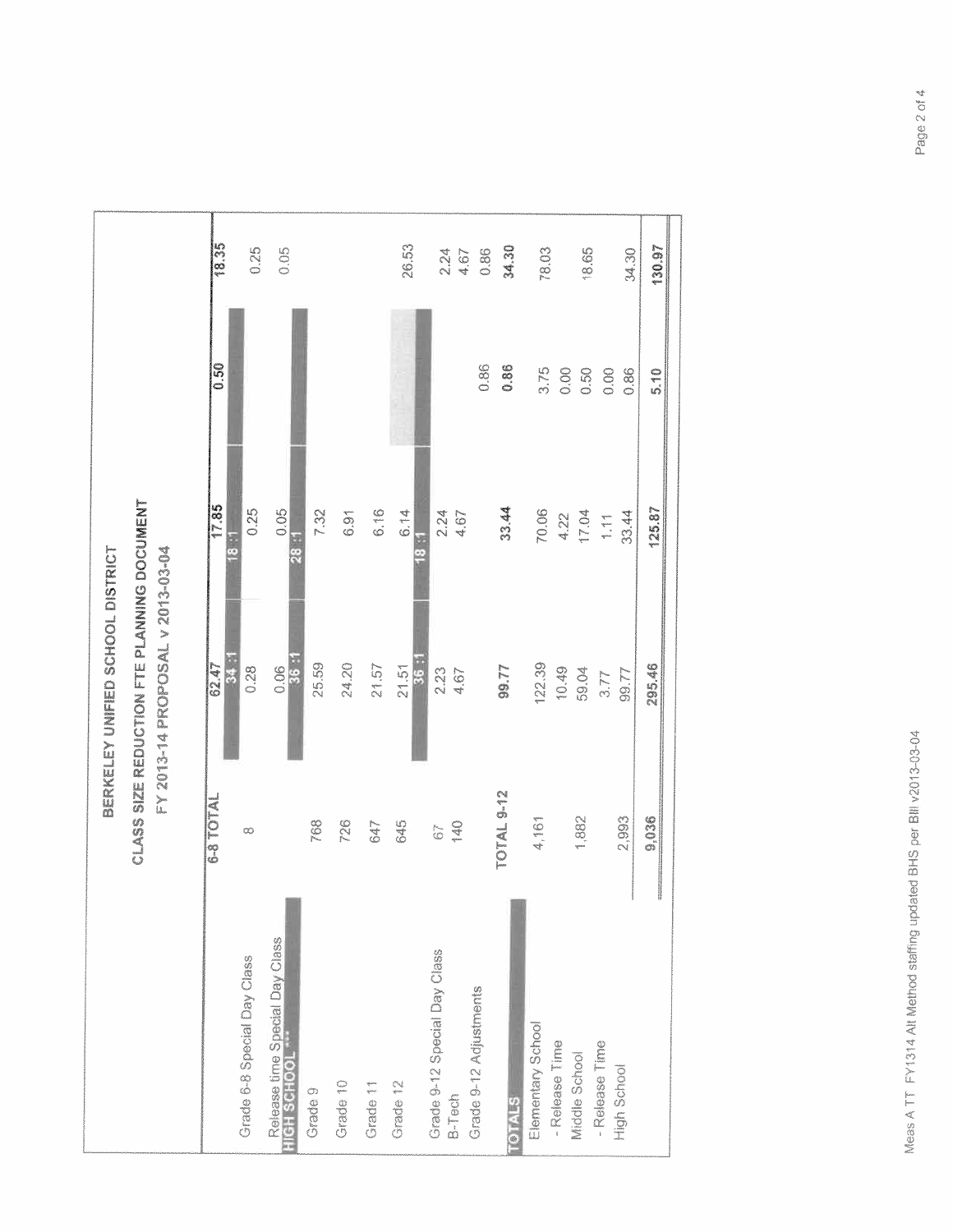# BERKELEY UNIFIED SCHOOL DISTRICT

## CLASS SIZE REDUCTION FTE PLANNING DOCUMENT

### FY 2013-14 PROPOSAL v 2013-03-04

| | | | | | |
|---|---|---|---|---|---|
| | 6-8 TOTAL | 62.47 | 17.85 | 0.50 | 18.35 |
| | | 34 :1 | 18 :1 | | |
| Grade 6-8 Special Day Class | 8 | 0.28 | 0.25 | | 0.25 |
| Release time Special Day Class | | 0.06 | 0.05 | | 0.05 |
| **HIGH SCHOOL** *** | | 36 :1 | 28 :1 | | |
| Grade 9 | 768 | 25.59 | 7.32 | | |
| Grade 10 | 726 | 24.20 | 6.91 | | |
| Grade 11 | 647 | 21.57 | 6.16 | | |
| Grade 12 | 645 | 21.51 | 6.14 | | 26.53 |
| | | 36 :1 | 18 :1 | | |
| Grade 9-12 Special Day Class | 67 | 2.23 | 2.24 | | 2.24 |
| B-Tech | 140 | 4.67 | 4.67 | | 4.67 |
| Grade 9-12 Adjustments | | | | 0.86 | 0.86 |
| | TOTAL 9-12 | 99.77 | 33.44 | 0.86 | 34.30 |
| **TOTALS** | | | | | |
| Elementary School | 4,161 | 122.39 | 70.06 | 3.75 | 78.03 |
| - Release Time | | 10.49 | 4.22 | 0.00 | |
| Middle School | 1,882 | 59.04 | 17.04 | 0.50 | 18.65 |
| - Release Time | | 3.77 | 1.11 | 0.00 | |
| High School | 2,993 | 99.77 | 33.44 | 0.86 | 34.30 |
| | 9,036 | 295.46 | 125.87 | 5.10 | 130.97 |

Meas A TT FY1314 Alt Method staffing updated BHS per Bill v2013-03-04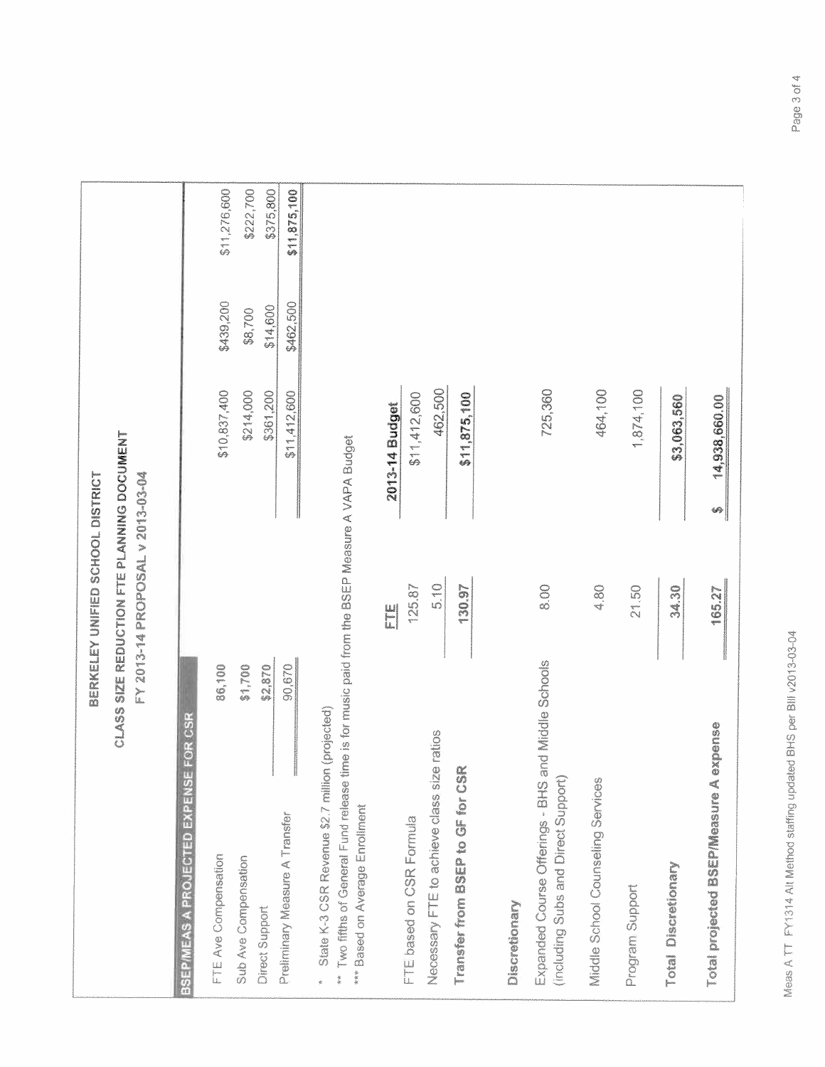# BERKELEY UNIFIED SCHOOL DISTRICT

## CLASS SIZE REDUCTION FTE PLANNING DOCUMENT

### FY 2013-14 PROPOSAL v 2013-03-04

| BSEP/MEAS A PROJECTED EXPENSE FOR CSR | | | | |
|---|---|---|---|---|
| FTE Ave Compensation | 86,100 | $10,837,400 | $439,200 | $11,276,600 |
| Sub Ave Compensation | $1,700 | $214,000 | $8,700 | $222,700 |
| Direct Support | $2,870 | $361,200 | $14,600 | $375,800 |
| Preliminary Measure A Transfer | 90,670 | $11,412,600 | $462,500 | $11,875,100 |

\* State K-3 CSR Revenue $2.7 million (projected)

\*\* Two fifths of General Fund release time is for music paid from the BSEP Measure A VAPA Budget

\*\*\* Based on Average Enrollment

| | FTE | 2013-14 Budget |
|---|---|---|
| FTE based on CSR Formula | 125.87 | $11,412,600 |
| Necessary FTE to achieve class size ratios | 5.10 | 462,500 |
| **Transfer from BSEP to GF for CSR** | **130.97** | **$11,875,100** |
| **Discretionary** | | |
| Expanded Course Offerings - BHS and Middle Schools (including Subs and Direct Support) | 8.00 | 725,360 |
| Middle School Counseling Services | 4.80 | 464,100 |
| Program Support | 21.50 | 1,874,100 |
| **Total Discretionary** | **34.30** | **$3,063,560** |
| **Total projected BSEP/Measure A expense** | **165.27** | **$ 14,938,660.00** |

Meas A TT FY1314 Alt Method staffing updated BHS per Bill v2013-03-04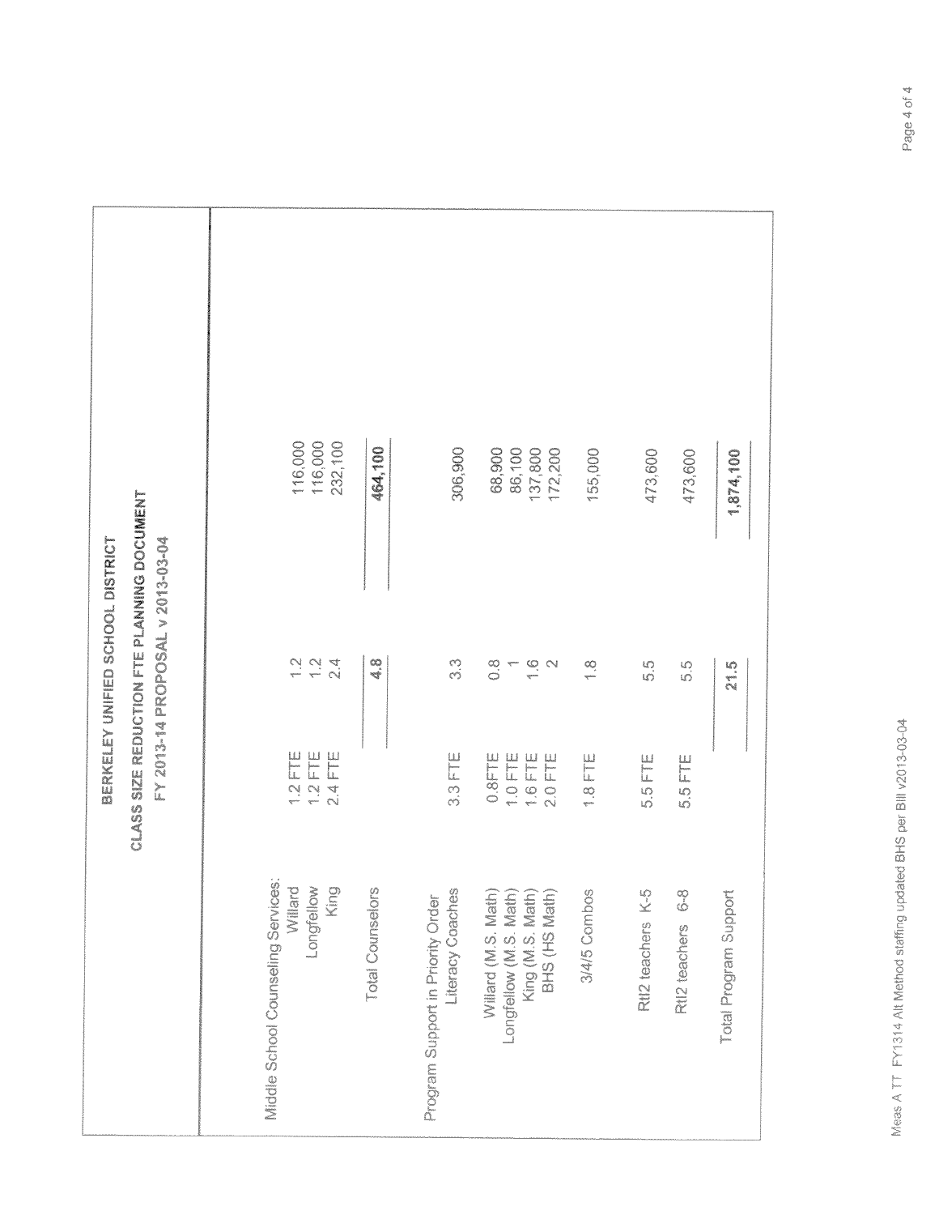# BERKELEY UNIFIED SCHOOL DISTRICT

## CLASS SIZE REDUCTION FTE PLANNING DOCUMENT

### FY 2013-14 PROPOSAL v 2013-03-04

| | | | |
|---|---|---|---|
| **Middle School Counseling Services:** | | | |
| Willard | 1.2 FTE | 1.2 | 116,000 |
| Longfellow | 1.2 FTE | 1.2 | 116,000 |
| King | 2.4 FTE | 2.4 | 232,100 |
| Total Counselors | | **4.8** | **464,100** |
| **Program Support in Priority Order** | | | |
| Literacy Coaches | 3.3 FTE | 3.3 | 306,900 |
| Willard (M.S. Math) | 0.8FTE | 0.8 | 68,900 |
| Longfellow (M.S. Math) | 1.0 FTE | 1 | 86,100 |
| King (M.S. Math) | 1.6 FTE | 1.6 | 137,800 |
| BHS (HS Math) | 2.0 FTE | 2 | 172,200 |
| 3/4/5 Combos | 1.8 FTE | 1.8 | 155,000 |
| RtI2 teachers K-5 | 5.5 FTE | 5.5 | 473,600 |
| RtI2 teachers 6-8 | 5.5 FTE | 5.5 | 473,600 |
| Total Program Support | | **21.5** | **1,874,100** |

Meas A TT FY1314 Alt Method staffing updated BHS per Bill v2013-03-04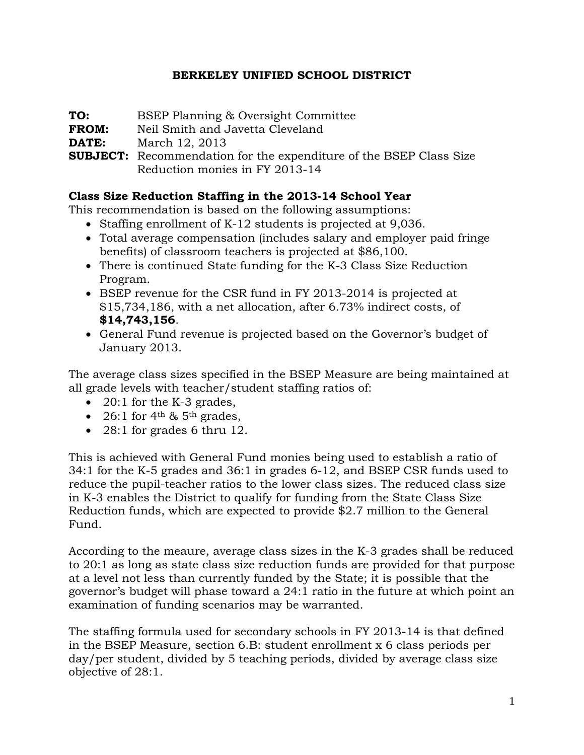**BERKELEY UNIFIED SCHOOL DISTRICT**

**TO:** BSEP Planning & Oversight Committee
**FROM:** Neil Smith and Javetta Cleveland
**DATE:** March 12, 2013
**SUBJECT:** Recommendation for the expenditure of the BSEP Class Size Reduction monies in FY 2013-14

**Class Size Reduction Staffing in the 2013-14 School Year**

This recommendation is based on the following assumptions:

- Staffing enrollment of K-12 students is projected at 9,036.
- Total average compensation (includes salary and employer paid fringe benefits) of classroom teachers is projected at $86,100.
- There is continued State funding for the K-3 Class Size Reduction Program.
- BSEP revenue for the CSR fund in FY 2013-2014 is projected at $15,734,186, with a net allocation, after 6.73% indirect costs, of **$14,743,156**.
- General Fund revenue is projected based on the Governor's budget of January 2013.

The average class sizes specified in the BSEP Measure are being maintained at all grade levels with teacher/student staffing ratios of:

- 20:1 for the K-3 grades,
- 26:1 for 4th & 5th grades,
- 28:1 for grades 6 thru 12.

This is achieved with General Fund monies being used to establish a ratio of 34:1 for the K-5 grades and 36:1 in grades 6-12, and BSEP CSR funds used to reduce the pupil-teacher ratios to the lower class sizes. The reduced class size in K-3 enables the District to qualify for funding from the State Class Size Reduction funds, which are expected to provide $2.7 million to the General Fund.

According to the meaure, average class sizes in the K-3 grades shall be reduced to 20:1 as long as state class size reduction funds are provided for that purpose at a level not less than currently funded by the State; it is possible that the governor's budget will phase toward a 24:1 ratio in the future at which point an examination of funding scenarios may be warranted.

The staffing formula used for secondary schools in FY 2013-14 is that defined in the BSEP Measure, section 6.B: student enrollment x 6 class periods per day/per student, divided by 5 teaching periods, divided by average class size objective of 28:1.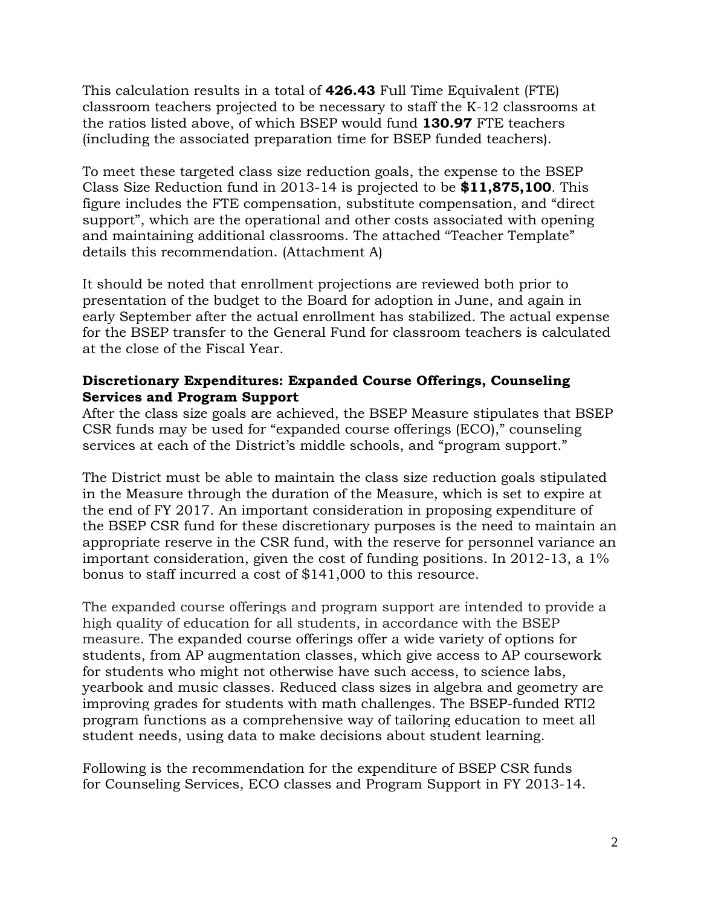This calculation results in a total of **426.43** Full Time Equivalent (FTE) classroom teachers projected to be necessary to staff the K-12 classrooms at the ratios listed above, of which BSEP would fund **130.97** FTE teachers (including the associated preparation time for BSEP funded teachers).

To meet these targeted class size reduction goals, the expense to the BSEP Class Size Reduction fund in 2013-14 is projected to be **$11,875,100**. This figure includes the FTE compensation, substitute compensation, and "direct support", which are the operational and other costs associated with opening and maintaining additional classrooms. The attached "Teacher Template" details this recommendation. (Attachment A)

It should be noted that enrollment projections are reviewed both prior to presentation of the budget to the Board for adoption in June, and again in early September after the actual enrollment has stabilized. The actual expense for the BSEP transfer to the General Fund for classroom teachers is calculated at the close of the Fiscal Year.

**Discretionary Expenditures: Expanded Course Offerings, Counseling Services and Program Support**

After the class size goals are achieved, the BSEP Measure stipulates that BSEP CSR funds may be used for "expanded course offerings (ECO)," counseling services at each of the District's middle schools, and "program support."

The District must be able to maintain the class size reduction goals stipulated in the Measure through the duration of the Measure, which is set to expire at the end of FY 2017. An important consideration in proposing expenditure of the BSEP CSR fund for these discretionary purposes is the need to maintain an appropriate reserve in the CSR fund, with the reserve for personnel variance an important consideration, given the cost of funding positions. In 2012-13, a 1% bonus to staff incurred a cost of $141,000 to this resource.

The expanded course offerings and program support are intended to provide a high quality of education for all students, in accordance with the BSEP measure. The expanded course offerings offer a wide variety of options for students, from AP augmentation classes, which give access to AP coursework for students who might not otherwise have such access, to science labs, yearbook and music classes. Reduced class sizes in algebra and geometry are improving grades for students with math challenges. The BSEP-funded RTI2 program functions as a comprehensive way of tailoring education to meet all student needs, using data to make decisions about student learning.

Following is the recommendation for the expenditure of BSEP CSR funds for Counseling Services, ECO classes and Program Support in FY 2013-14.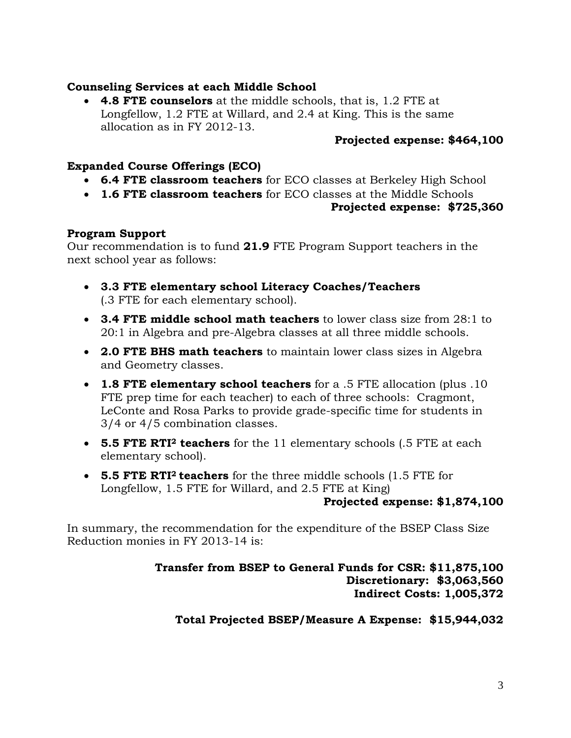**Counseling Services at each Middle School**

- **4.8 FTE counselors** at the middle schools, that is, 1.2 FTE at Longfellow, 1.2 FTE at Willard, and 2.4 at King. This is the same allocation as in FY 2012-13.

**Projected expense: $464,100**

**Expanded Course Offerings (ECO)**

- **6.4 FTE classroom teachers** for ECO classes at Berkeley High School
- **1.6 FTE classroom teachers** for ECO classes at the Middle Schools

**Projected expense: $725,360**

**Program Support**

Our recommendation is to fund **21.9** FTE Program Support teachers in the next school year as follows:

- **3.3 FTE elementary school Literacy Coaches/Teachers** (.3 FTE for each elementary school).
- **3.4 FTE middle school math teachers** to lower class size from 28:1 to 20:1 in Algebra and pre-Algebra classes at all three middle schools.
- **2.0 FTE BHS math teachers** to maintain lower class sizes in Algebra and Geometry classes.
- **1.8 FTE elementary school teachers** for a .5 FTE allocation (plus .10 FTE prep time for each teacher) to each of three schools: Cragmont, LeConte and Rosa Parks to provide grade-specific time for students in 3/4 or 4/5 combination classes.
- **5.5 FTE RTI² teachers** for the 11 elementary schools (.5 FTE at each elementary school).
- **5.5 FTE RTI² teachers** for the three middle schools (1.5 FTE for Longfellow, 1.5 FTE for Willard, and 2.5 FTE at King)

**Projected expense: $1,874,100**

In summary, the recommendation for the expenditure of the BSEP Class Size Reduction monies in FY 2013-14 is:

**Transfer from BSEP to General Funds for CSR: $11,875,100**
**Discretionary: $3,063,560**
**Indirect Costs: 1,005,372**

**Total Projected BSEP/Measure A Expense: $15,944,032**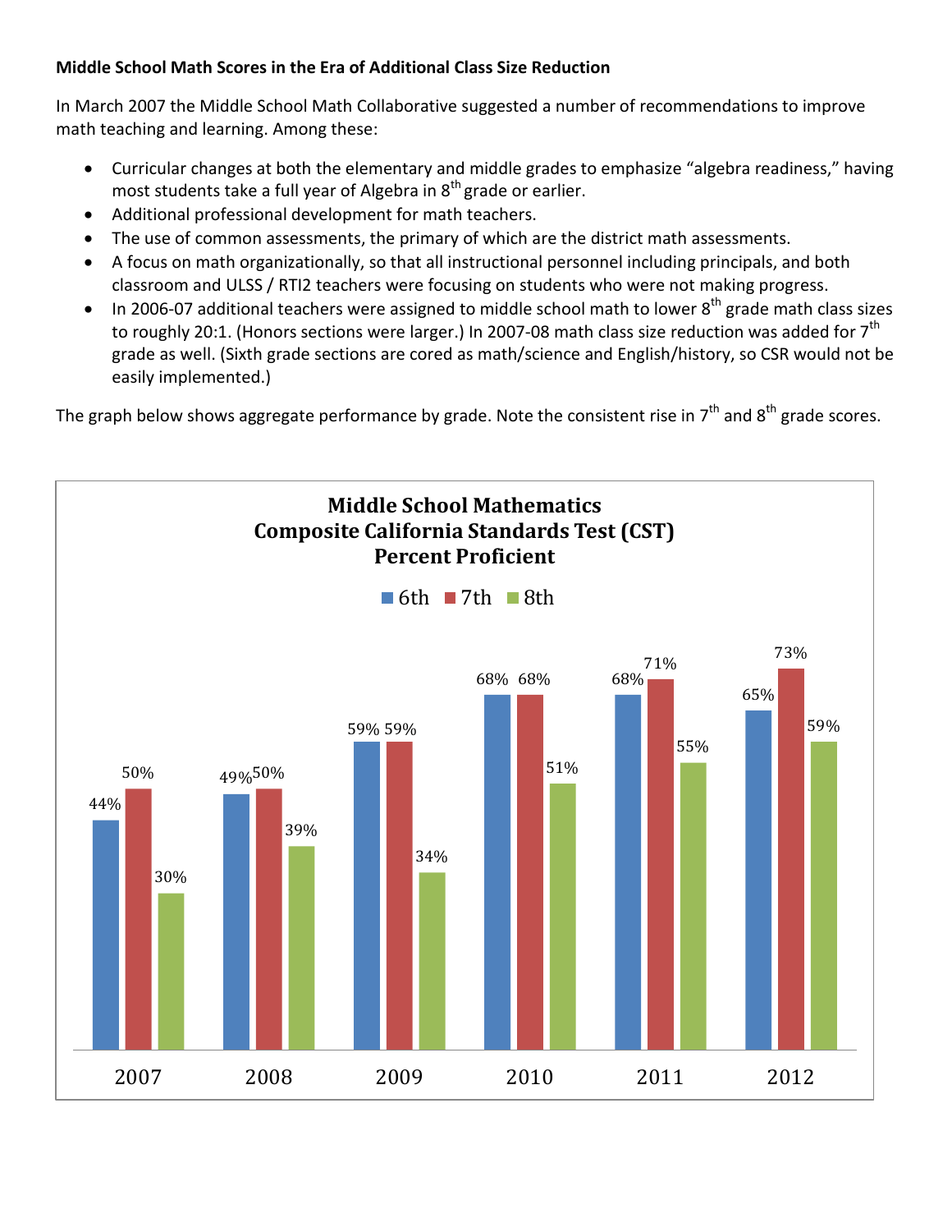**Middle School Math Scores in the Era of Additional Class Size Reduction**

In March 2007 the Middle School Math Collaborative suggested a number of recommendations to improve math teaching and learning. Among these:

- Curricular changes at both the elementary and middle grades to emphasize "algebra readiness," having most students take a full year of Algebra in 8th grade or earlier.
- Additional professional development for math teachers.
- The use of common assessments, the primary of which are the district math assessments.
- A focus on math organizationally, so that all instructional personnel including principals, and both classroom and ULSS / RTI2 teachers were focusing on students who were not making progress.
- In 2006-07 additional teachers were assigned to middle school math to lower 8th grade math class sizes to roughly 20:1. (Honors sections were larger.) In 2007-08 math class size reduction was added for 7th grade as well. (Sixth grade sections are cored as math/science and English/history, so CSR would not be easily implemented.)

The graph below shows aggregate performance by grade. Note the consistent rise in 7th and 8th grade scores.

**Middle School Mathematics**
**Composite California Standards Test (CST)**
**Percent Proficient**

| Year | 6th | 7th | 8th |
|---|---|---|---|
| 2007 | 44% | 50% | 30% |
| 2008 | 49% | 50% | 39% |
| 2009 | 59% | 59% | 34% |
| 2010 | 68% | 68% | 51% |
| 2011 | 68% | 71% | 55% |
| 2012 | 65% | 73% | 59% |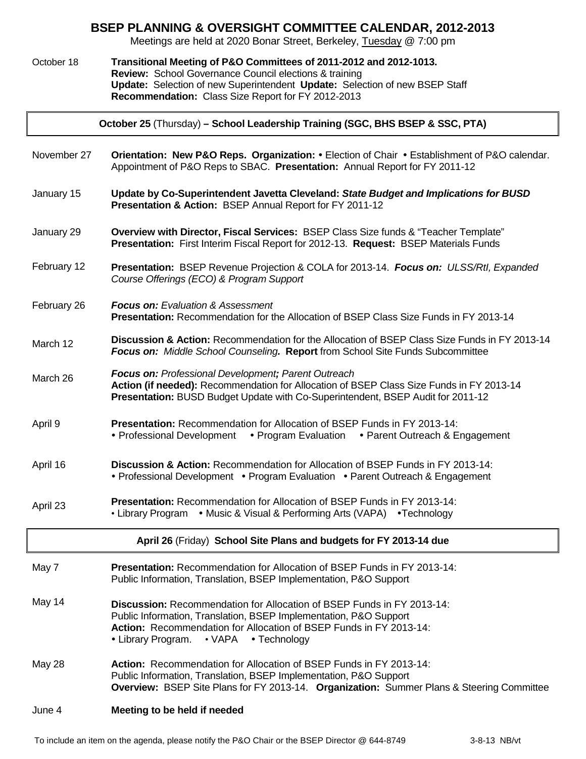# BSEP PLANNING & OVERSIGHT COMMITTEE CALENDAR, 2012-2013

Meetings are held at 2020 Bonar Street, Berkeley, Tuesday @ 7:00 pm

October 18 — **Transitional Meeting of P&O Committees of 2011-2012 and 2012-1013.**
**Review:** School Governance Council elections & training
**Update:** Selection of new Superintendent **Update:** Selection of new BSEP Staff
**Recommendation:** Class Size Report for FY 2012-2013

**October 25** (Thursday) **– School Leadership Training (SGC, BHS BSEP & SSC, PTA)**

November 27 — **Orientation: New P&O Reps. Organization:** • Election of Chair • Establishment of P&O calendar. Appointment of P&O Reps to SBAC. **Presentation:** Annual Report for FY 2011-12

January 15 — **Update by Co-Superintendent Javetta Cleveland:** ***State Budget and Implications for BUSD***
**Presentation & Action:** BSEP Annual Report for FY 2011-12

January 29 — **Overview with Director, Fiscal Services:** BSEP Class Size funds & "Teacher Template"
**Presentation:** First Interim Fiscal Report for 2012-13. **Request:** BSEP Materials Funds

February 12 — **Presentation:** BSEP Revenue Projection & COLA for 2013-14. ***Focus on:*** *ULSS/RtI, Expanded Course Offerings (ECO) & Program Support*

February 26 — ***Focus on:*** *Evaluation & Assessment*
**Presentation:** Recommendation for the Allocation of BSEP Class Size Funds in FY 2013-14

March 12 — **Discussion & Action:** Recommendation for the Allocation of BSEP Class Size Funds in FY 2013-14
***Focus on:*** *Middle School Counseling.* **Report** from School Site Funds Subcommittee

March 26 — ***Focus on:*** *Professional Development; Parent Outreach*
**Action (if needed):** Recommendation for Allocation of BSEP Class Size Funds in FY 2013-14
**Presentation:** BUSD Budget Update with Co-Superintendent, BSEP Audit for 2011-12

April 9 — **Presentation:** Recommendation for Allocation of BSEP Funds in FY 2013-14:
• Professional Development • Program Evaluation • Parent Outreach & Engagement

April 16 — **Discussion & Action:** Recommendation for Allocation of BSEP Funds in FY 2013-14:
• Professional Development • Program Evaluation • Parent Outreach & Engagement

April 23 — **Presentation:** Recommendation for Allocation of BSEP Funds in FY 2013-14:
• Library Program • Music & Visual & Performing Arts (VAPA) • Technology

**April 26** (Friday) **School Site Plans and budgets for FY 2013-14 due**

May 7 — **Presentation:** Recommendation for Allocation of BSEP Funds in FY 2013-14:
Public Information, Translation, BSEP Implementation, P&O Support

May 14 — **Discussion:** Recommendation for Allocation of BSEP Funds in FY 2013-14:
Public Information, Translation, BSEP Implementation, P&O Support
**Action:** Recommendation for Allocation of BSEP Funds in FY 2013-14:
• Library Program. • VAPA • Technology

May 28 — **Action:** Recommendation for Allocation of BSEP Funds in FY 2013-14:
Public Information, Translation, BSEP Implementation, P&O Support
**Overview:** BSEP Site Plans for FY 2013-14. **Organization:** Summer Plans & Steering Committee

June 4 — **Meeting to be held if needed**

To include an item on the agenda, please notify the P&O Chair or the BSEP Director @ 644-8749 — 3-8-13 NB/vt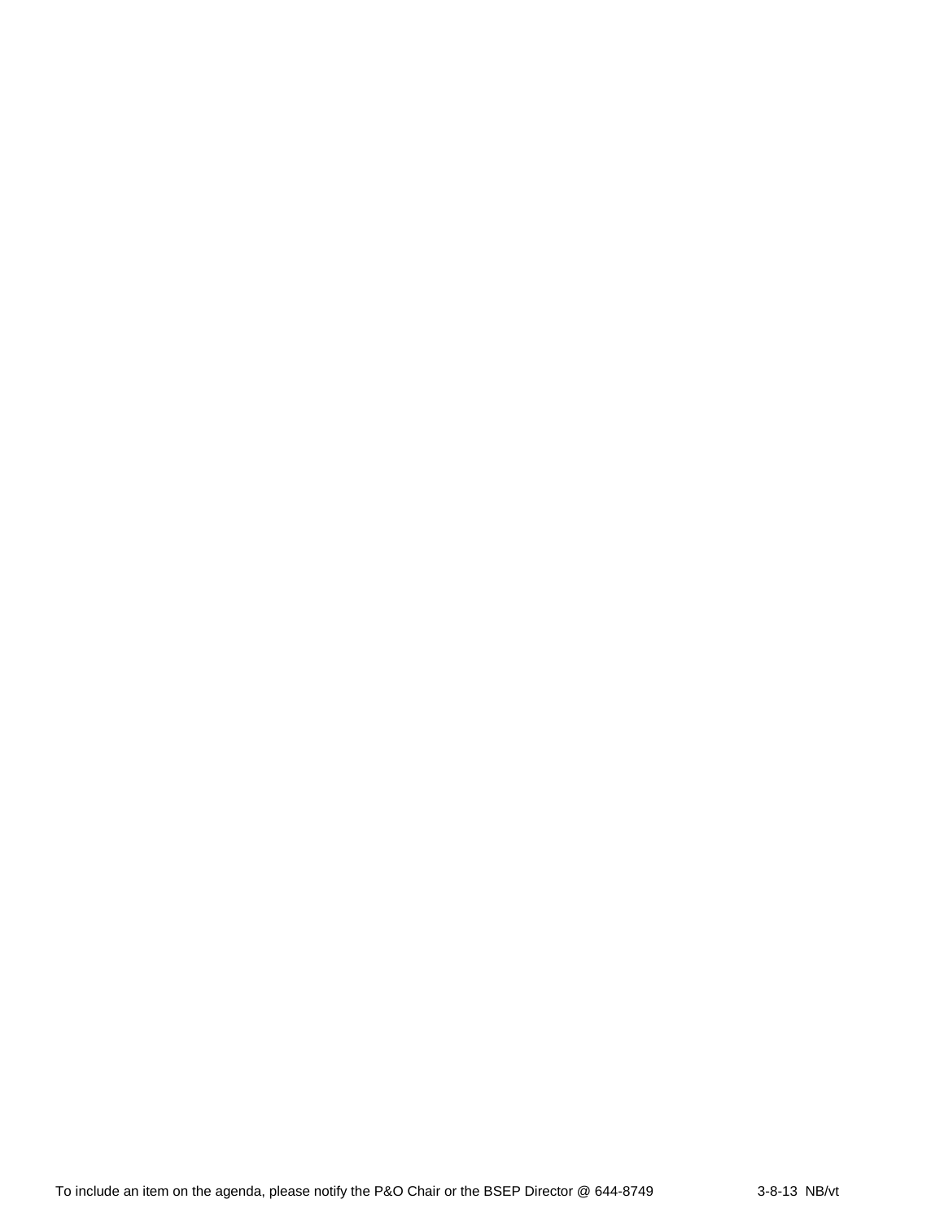To include an item on the agenda, please notify the P&O Chair or the BSEP Director @ 644-8749 3-8-13 NB/vt